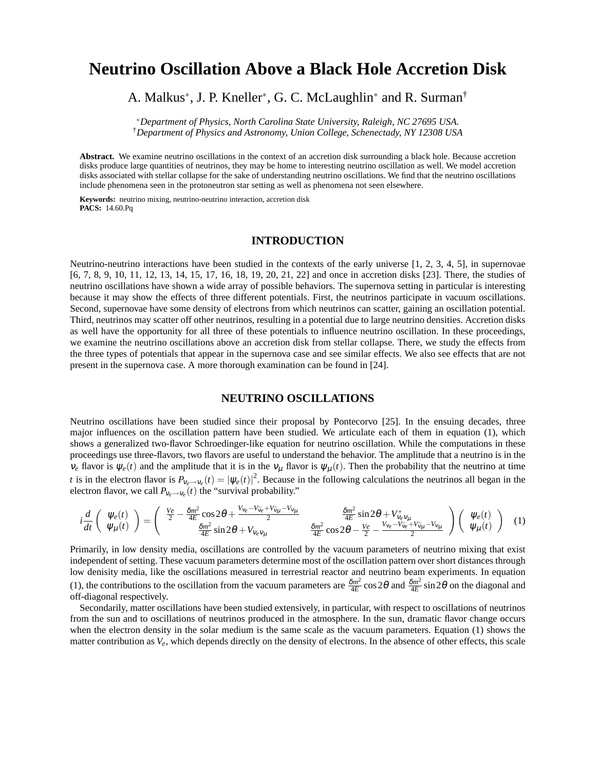# Neutrino Oscillation Above a Black Hole Accretion Disk

A. Malkus*, J. P. Kneller*, G. C. McLaughlin* and R. Surman†

*Department of Physics, North Carolina State University, Raleigh, NC 27695 USA.*
†*Department of Physics and Astronomy, Union College, Schenectady, NY 12308 USA*

**Abstract.** We examine neutrino oscillations in the context of an accretion disk surrounding a black hole. Because accretion disks produce large quantities of neutrinos, they may be home to interesting neutrino oscillation as well. We model accretion disks associated with stellar collapse for the sake of understanding neutrino oscillations. We find that the neutrino oscillations include phenomena seen in the protoneutron star setting as well as phenomena not seen elsewhere.

**Keywords:** neutrino mixing, neutrino-neutrino interaction, accretion disk
**PACS:** 14.60.Pq

## INTRODUCTION

Neutrino-neutrino interactions have been studied in the contexts of the early universe [1, 2, 3, 4, 5], in supernovae [6, 7, 8, 9, 10, 11, 12, 13, 14, 15, 17, 16, 18, 19, 20, 21, 22] and once in accretion disks [23]. There, the studies of neutrino oscillations have shown a wide array of possible behaviors. The supernova setting in particular is interesting because it may show the effects of three different potentials. First, the neutrinos participate in vacuum oscillations. Second, supernovae have some density of electrons from which neutrinos can scatter, gaining an oscillation potential. Third, neutrinos may scatter off other neutrinos, resulting in a potential due to large neutrino densities. Accretion disks as well have the opportunity for all three of these potentials to influence neutrino oscillation. In these proceedings, we examine the neutrino oscillations above an accretion disk from stellar collapse. There, we study the effects from the three types of potentials that appear in the supernova case and see similar effects. We also see effects that are not present in the supernova case. A more thorough examination can be found in [24].

## NEUTRINO OSCILLATIONS

Neutrino oscillations have been studied since their proposal by Pontecorvo [25]. In the ensuing decades, three major influences on the oscillation pattern have been studied. We articulate each of them in equation (1), which shows a generalized two-flavor Schroedinger-like equation for neutrino oscillation. While the computations in these proceedings use three-flavors, two flavors are useful to understand the behavior. The amplitude that a neutrino is in the $\nu_e$ flavor is $\psi_e(t)$ and the amplitude that it is in the $\nu_\mu$ flavor is $\psi_\mu(t)$. Then the probability that the neutrino at time $t$ is in the electron flavor is $P_{\nu_e\rightarrow\nu_e}(t) = |\psi_e(t)|^2$. Because in the following calculations the neutrinos all began in the electron flavor, we call $P_{\nu_e\rightarrow\nu_e}(t)$ the "survival probability."

$$
i\frac{d}{dt}\begin{pmatrix}\psi_e(t)\\ \psi_\mu(t)\end{pmatrix} = \begin{pmatrix} \frac{V_e}{2} - \frac{\delta m^2}{4E}\cos 2\theta + \frac{V_{\nu_e}-V_{\bar{\nu}_e}+V_{\bar{\nu}_\mu}-V_{\nu_\mu}}{2} & \frac{\delta m^2}{4E}\sin 2\theta + V^*_{\nu_e\nu_\mu} \\ \frac{\delta m^2}{4E}\sin 2\theta + V_{\nu_e\nu_\mu} & \frac{\delta m^2}{4E}\cos 2\theta - \frac{V_e}{2} - \frac{V_{\nu_e}-V_{\bar{\nu}_e}+V_{\bar{\nu}_\mu}-V_{\nu_\mu}}{2}\end{pmatrix}\begin{pmatrix}\psi_e(t)\\ \psi_\mu(t)\end{pmatrix} \quad (1)
$$

Primarily, in low density media, oscillations are controlled by the vacuum parameters of neutrino mixing that exist independent of setting. These vacuum parameters determine most of the oscillation pattern over short distances through low denisity media, like the oscillations measured in terrestrial reactor and neutrino beam experiments. In equation (1), the contributions to the oscillation from the vacuum parameters are $\frac{\delta m^2}{4E}\cos 2\theta$ and $\frac{\delta m^2}{4E}\sin 2\theta$ on the diagonal and off-diagonal respectively.

Secondarily, matter oscillations have been studied extensively, in particular, with respect to oscillations of neutrinos from the sun and to oscillations of neutrinos produced in the atmosphere. In the sun, dramatic flavor change occurs when the electron density in the solar medium is the same scale as the vacuum parameters. Equation (1) shows the matter contribution as $V_e$, which depends directly on the density of electrons. In the absence of other effects, this scale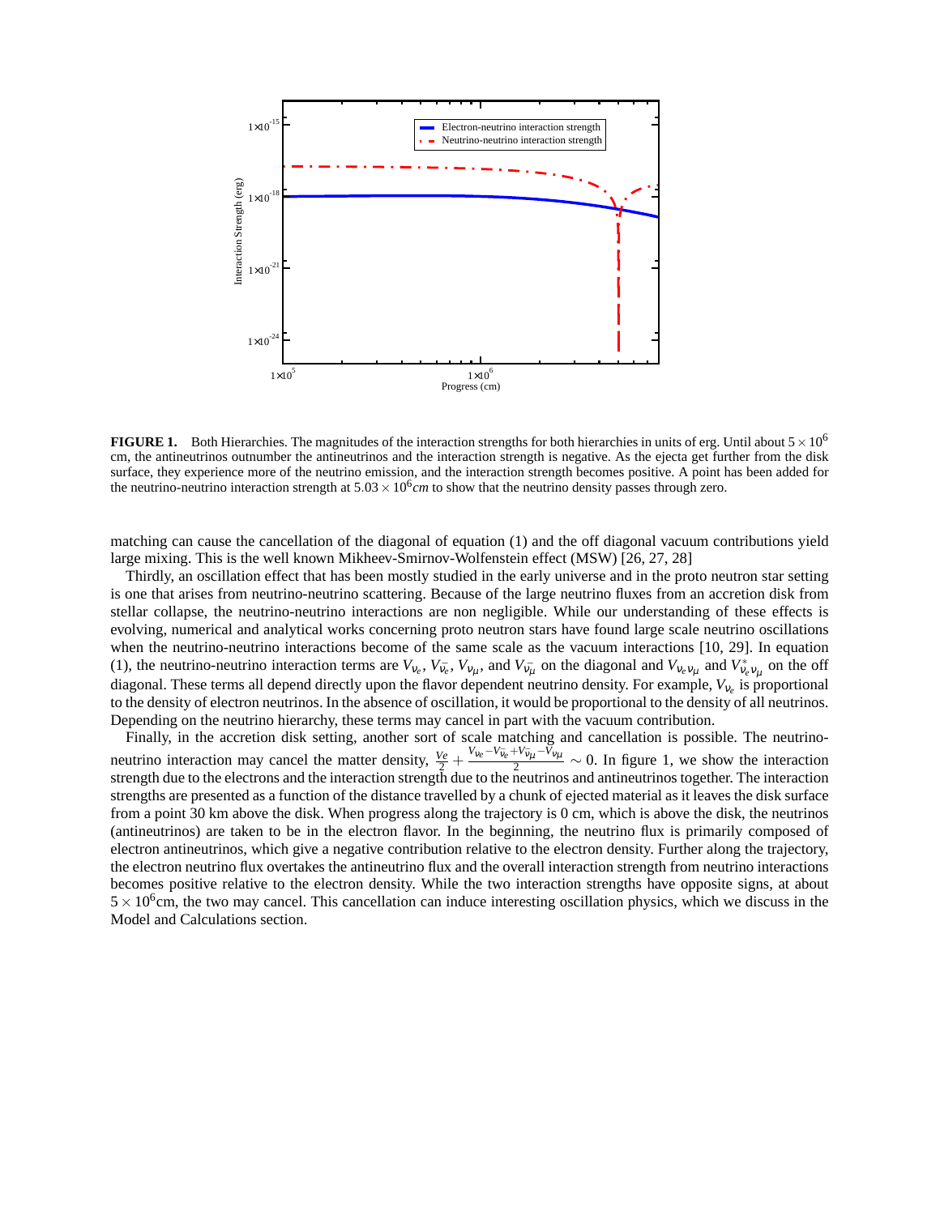**FIGURE 1.** Both Hierarchies. The magnitudes of the interaction strengths for both hierarchies in units of erg. Until about $5 \times 10^6$ cm, the antineutrinos outnumber the antineutrinos and the interaction strength is negative. As the ejecta get further from the disk surface, they experience more of the neutrino emission, and the interaction strength becomes positive. A point has been added for the neutrino-neutrino interaction strength at $5.03 \times 10^6 cm$ to show that the neutrino density passes through zero.

matching can cause the cancellation of the diagonal of equation (1) and the off diagonal vacuum contributions yield large mixing. This is the well known Mikheev-Smirnov-Wolfenstein effect (MSW) [26, 27, 28]

Thirdly, an oscillation effect that has been mostly studied in the early universe and in the proto neutron star setting is one that arises from neutrino-neutrino scattering. Because of the large neutrino fluxes from an accretion disk from stellar collapse, the neutrino-neutrino interactions are non negligible. While our understanding of these effects is evolving, numerical and analytical works concerning proto neutron stars have found large scale neutrino oscillations when the neutrino-neutrino interactions become of the same scale as the vacuum interactions [10, 29]. In equation (1), the neutrino-neutrino interaction terms are $V_{\nu_e}$, $V_{\bar{\nu_e}}$, $V_{\nu_\mu}$, and $V_{\bar{\nu_\mu}}$ on the diagonal and $V_{\nu_e\nu_\mu}$ and $V^*_{\nu_e\nu_\mu}$ on the off diagonal. These terms all depend directly upon the flavor dependent neutrino density. For example, $V_{\nu_e}$ is proportional to the density of electron neutrinos. In the absence of oscillation, it would be proportional to the density of all neutrinos. Depending on the neutrino hierarchy, these terms may cancel in part with the vacuum contribution.

Finally, in the accretion disk setting, another sort of scale matching and cancellation is possible. The neutrino-neutrino interaction may cancel the matter density, $\frac{Ve}{2} + \frac{V_{\nu_e} - V_{\bar{\nu_e}} + V_{\bar{\nu_\mu}} - V_{\nu_\mu}}{2} \sim 0$. In figure 1, we show the interaction strength due to the electrons and the interaction strength due to the neutrinos and antineutrinos together. The interaction strengths are presented as a function of the distance travelled by a chunk of ejected material as it leaves the disk surface from a point 30 km above the disk. When progress along the trajectory is 0 cm, which is above the disk, the neutrinos (antineutrinos) are taken to be in the electron flavor. In the beginning, the neutrino flux is primarily composed of electron antineutrinos, which give a negative contribution relative to the electron density. Further along the trajectory, the electron neutrino flux overtakes the antineutrino flux and the overall interaction strength from neutrino interactions becomes positive relative to the electron density. While the two interaction strengths have opposite signs, at about $5 \times 10^6$cm, the two may cancel. This cancellation can induce interesting oscillation physics, which we discuss in the Model and Calculations section.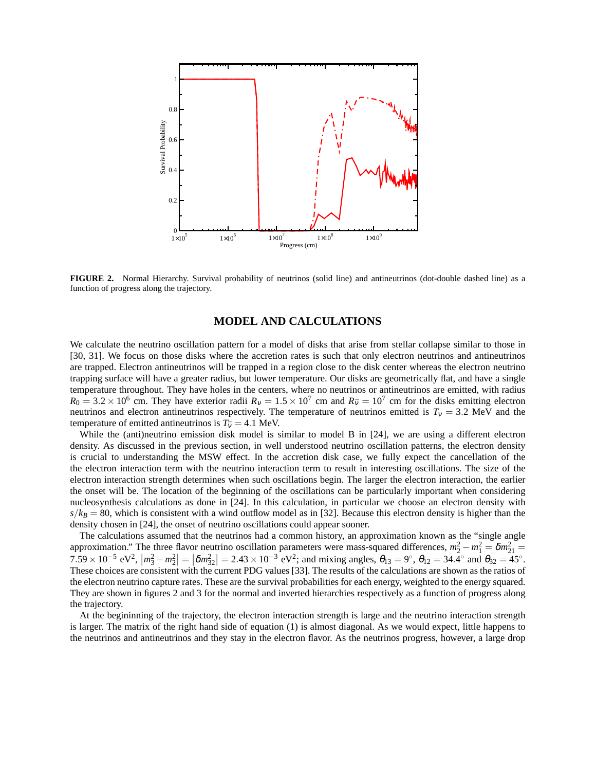FIGURE 2. Normal Hierarchy. Survival probability of neutrinos (solid line) and antineutrinos (dot-double dashed line) as a function of progress along the trajectory.

## MODEL AND CALCULATIONS

We calculate the neutrino oscillation pattern for a model of disks that arise from stellar collapse similar to those in [30, 31]. We focus on those disks where the accretion rates is such that only electron neutrinos and antineutrinos are trapped. Electron antineutrinos will be trapped in a region close to the disk center whereas the electron neutrino trapping surface will have a greater radius, but lower temperature. Our disks are geometrically flat, and have a single temperature throughout. They have holes in the centers, where no neutrinos or antineutrinos are emitted, with radius $R_0 = 3.2 \times 10^6$ cm. They have exterior radii $R_\nu = 1.5 \times 10^7$ cm and $R_{\bar{\nu}} = 10^7$ cm for the disks emitting electron neutrinos and electron antineutrinos respectively. The temperature of neutrinos emitted is $T_\nu = 3.2$ MeV and the temperature of emitted antineutrinos is $T_{\bar{\nu}} = 4.1$ MeV.

While the (anti)neutrino emission disk model is similar to model B in [24], we are using a different electron density. As discussed in the previous section, in well understood neutrino oscillation patterns, the electron density is crucial to understanding the MSW effect. In the accretion disk case, we fully expect the cancellation of the the electron interaction term with the neutrino interaction term to result in interesting oscillations. The size of the electron interaction strength determines when such oscillations begin. The larger the electron interaction, the earlier the onset will be. The location of the beginning of the oscillations can be particularly important when considering nucleosynthesis calculations as done in [24]. In this calculation, in particular we choose an electron density with $s/k_B = 80$, which is consistent with a wind outflow model as in [32]. Because this electron density is higher than the density chosen in [24], the onset of neutrino oscillations could appear sooner.

The calculations assumed that the neutrinos had a common history, an approximation known as the "single angle approximation." The three flavor neutrino oscillation parameters were mass-squared differences, $m_2^2 - m_1^2 = \delta m_{21}^2 = 7.59 \times 10^{-5}$ eV$^2$, $|m_3^2 - m_2^2| = |\delta m_{32}^2| = 2.43 \times 10^{-3}$ eV$^2$; and mixing angles, $\theta_{13} = 9^\circ$, $\theta_{12} = 34.4^\circ$ and $\theta_{32} = 45^\circ$. These choices are consistent with the current PDG values [33]. The results of the calculations are shown as the ratios of the electron neutrino capture rates. These are the survival probabilities for each energy, weighted to the energy squared. They are shown in figures 2 and 3 for the normal and inverted hierarchies respectively as a function of progress along the trajectory.

At the begininning of the trajectory, the electron interaction strength is large and the neutrino interaction strength is larger. The matrix of the right hand side of equation (1) is almost diagonal. As we would expect, little happens to the neutrinos and antineutrinos and they stay in the electron flavor. As the neutrinos progress, however, a large drop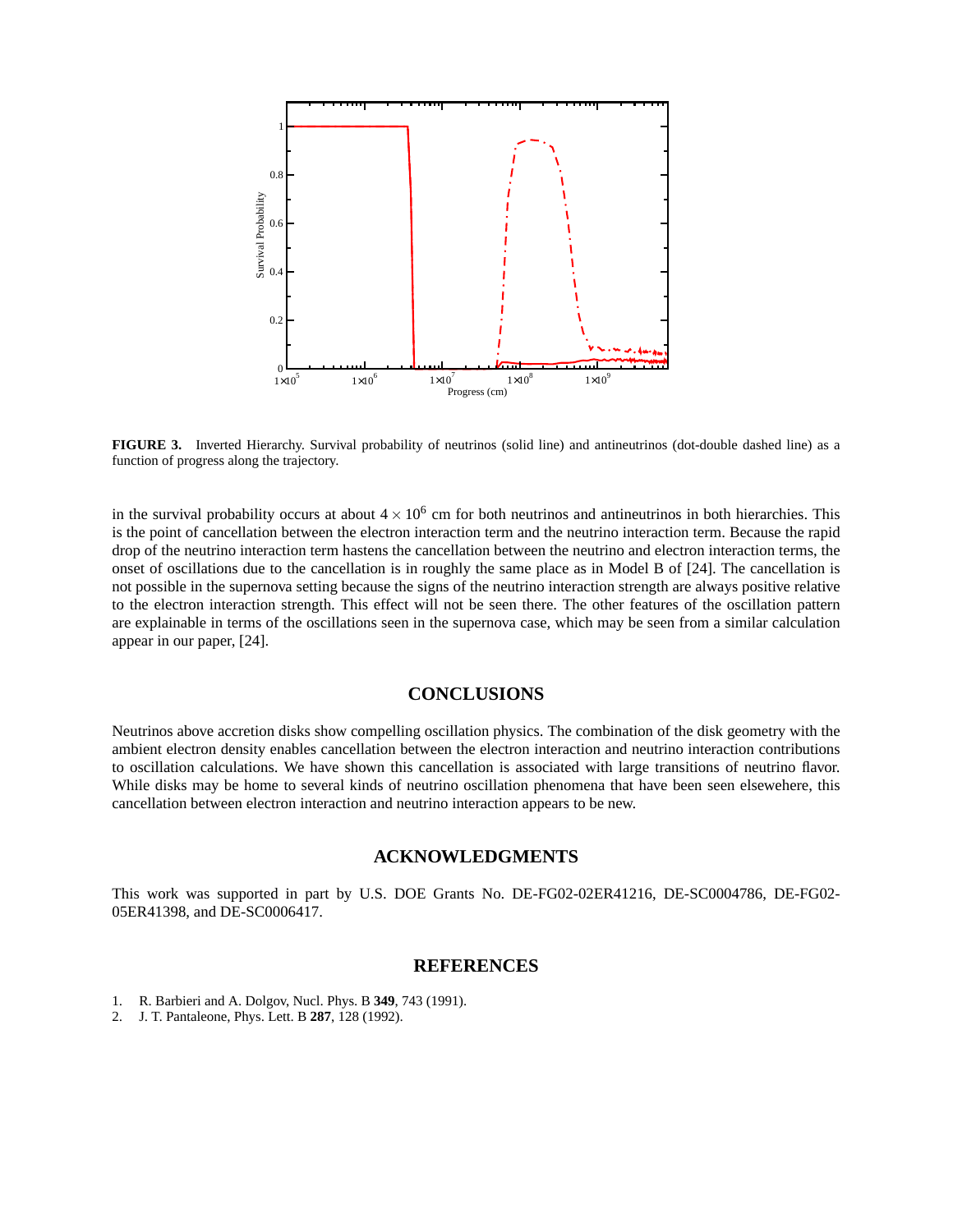**FIGURE 3.** Inverted Hierarchy. Survival probability of neutrinos (solid line) and antineutrinos (dot-double dashed line) as a function of progress along the trajectory.

in the survival probability occurs at about $4 \times 10^6$ cm for both neutrinos and antineutrinos in both hierarchies. This is the point of cancellation between the electron interaction term and the neutrino interaction term. Because the rapid drop of the neutrino interaction term hastens the cancellation between the neutrino and electron interaction terms, the onset of oscillations due to the cancellation is in roughly the same place as in Model B of [24]. The cancellation is not possible in the supernova setting because the signs of the neutrino interaction strength are always positive relative to the electron interaction strength. This effect will not be seen there. The other features of the oscillation pattern are explainable in terms of the oscillations seen in the supernova case, which may be seen from a similar calculation appear in our paper, [24].

## CONCLUSIONS

Neutrinos above accretion disks show compelling oscillation physics. The combination of the disk geometry with the ambient electron density enables cancellation between the electron interaction and neutrino interaction contributions to oscillation calculations. We have shown this cancellation is associated with large transitions of neutrino flavor. While disks may be home to several kinds of neutrino oscillation phenomena that have been seen elsewehere, this cancellation between electron interaction and neutrino interaction appears to be new.

## ACKNOWLEDGMENTS

This work was supported in part by U.S. DOE Grants No. DE-FG02-02ER41216, DE-SC0004786, DE-FG02-05ER41398, and DE-SC0006417.

## REFERENCES

1. R. Barbieri and A. Dolgov, Nucl. Phys. B **349**, 743 (1991).
2. J. T. Pantaleone, Phys. Lett. B **287**, 128 (1992).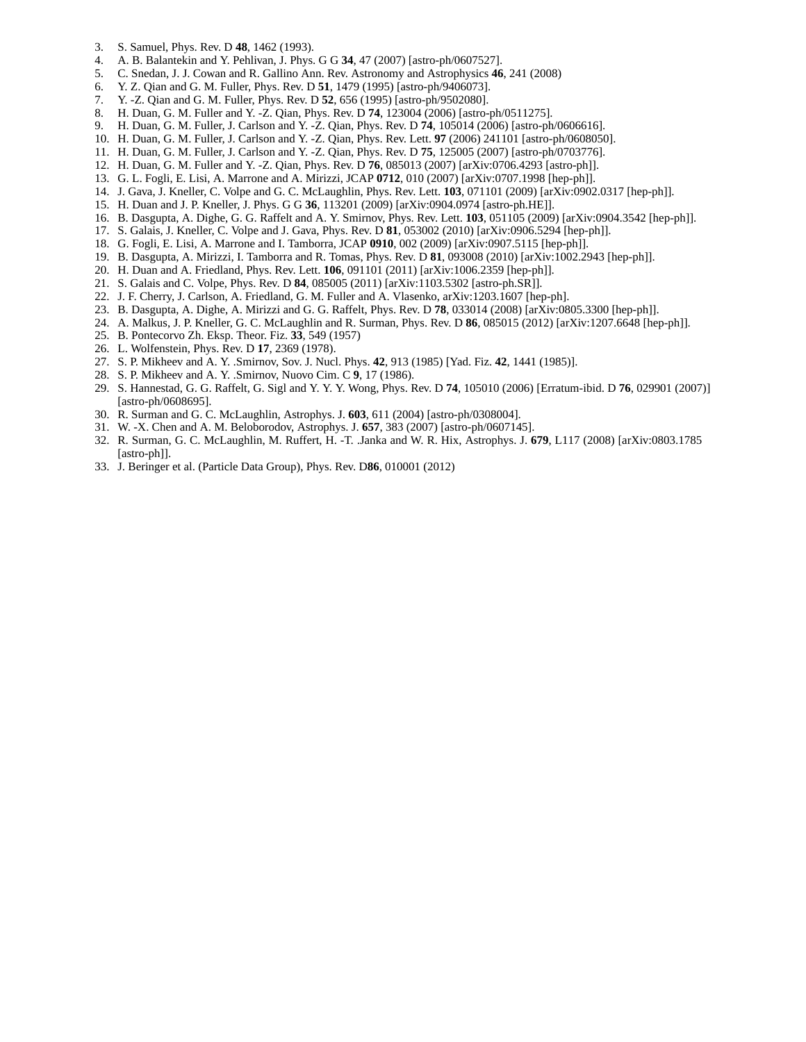3. S. Samuel, Phys. Rev. D **48**, 1462 (1993).
4. A. B. Balantekin and Y. Pehlivan, J. Phys. G G **34**, 47 (2007) [astro-ph/0607527].
5. C. Snedan, J. J. Cowan and R. Gallino Ann. Rev. Astronomy and Astrophysics **46**, 241 (2008)
6. Y. Z. Qian and G. M. Fuller, Phys. Rev. D **51**, 1479 (1995) [astro-ph/9406073].
7. Y. -Z. Qian and G. M. Fuller, Phys. Rev. D **52**, 656 (1995) [astro-ph/9502080].
8. H. Duan, G. M. Fuller and Y. -Z. Qian, Phys. Rev. D **74**, 123004 (2006) [astro-ph/0511275].
9. H. Duan, G. M. Fuller, J. Carlson and Y. -Z. Qian, Phys. Rev. D **74**, 105014 (2006) [astro-ph/0606616].
10. H. Duan, G. M. Fuller, J. Carlson and Y. -Z. Qian, Phys. Rev. Lett. **97** (2006) 241101 [astro-ph/0608050].
11. H. Duan, G. M. Fuller, J. Carlson and Y. -Z. Qian, Phys. Rev. D **75**, 125005 (2007) [astro-ph/0703776].
12. H. Duan, G. M. Fuller and Y. -Z. Qian, Phys. Rev. D **76**, 085013 (2007) [arXiv:0706.4293 [astro-ph]].
13. G. L. Fogli, E. Lisi, A. Marrone and A. Mirizzi, JCAP **0712**, 010 (2007) [arXiv:0707.1998 [hep-ph]].
14. J. Gava, J. Kneller, C. Volpe and G. C. McLaughlin, Phys. Rev. Lett. **103**, 071101 (2009) [arXiv:0902.0317 [hep-ph]].
15. H. Duan and J. P. Kneller, J. Phys. G G **36**, 113201 (2009) [arXiv:0904.0974 [astro-ph.HE]].
16. B. Dasgupta, A. Dighe, G. G. Raffelt and A. Y. Smirnov, Phys. Rev. Lett. **103**, 051105 (2009) [arXiv:0904.3542 [hep-ph]].
17. S. Galais, J. Kneller, C. Volpe and J. Gava, Phys. Rev. D **81**, 053002 (2010) [arXiv:0906.5294 [hep-ph]].
18. G. Fogli, E. Lisi, A. Marrone and I. Tamborra, JCAP **0910**, 002 (2009) [arXiv:0907.5115 [hep-ph]].
19. B. Dasgupta, A. Mirizzi, I. Tamborra and R. Tomas, Phys. Rev. D **81**, 093008 (2010) [arXiv:1002.2943 [hep-ph]].
20. H. Duan and A. Friedland, Phys. Rev. Lett. **106**, 091101 (2011) [arXiv:1006.2359 [hep-ph]].
21. S. Galais and C. Volpe, Phys. Rev. D **84**, 085005 (2011) [arXiv:1103.5302 [astro-ph.SR]].
22. J. F. Cherry, J. Carlson, A. Friedland, G. M. Fuller and A. Vlasenko, arXiv:1203.1607 [hep-ph].
23. B. Dasgupta, A. Dighe, A. Mirizzi and G. G. Raffelt, Phys. Rev. D **78**, 033014 (2008) [arXiv:0805.3300 [hep-ph]].
24. A. Malkus, J. P. Kneller, G. C. McLaughlin and R. Surman, Phys. Rev. D **86**, 085015 (2012) [arXiv:1207.6648 [hep-ph]].
25. B. Pontecorvo Zh. Eksp. Theor. Fiz. **33**, 549 (1957)
26. L. Wolfenstein, Phys. Rev. D **17**, 2369 (1978).
27. S. P. Mikheev and A. Y. .Smirnov, Sov. J. Nucl. Phys. **42**, 913 (1985) [Yad. Fiz. **42**, 1441 (1985)].
28. S. P. Mikheev and A. Y. .Smirnov, Nuovo Cim. C **9**, 17 (1986).
29. S. Hannestad, G. G. Raffelt, G. Sigl and Y. Y. Y. Wong, Phys. Rev. D **74**, 105010 (2006) [Erratum-ibid. D **76**, 029901 (2007)] [astro-ph/0608695].
30. R. Surman and G. C. McLaughlin, Astrophys. J. **603**, 611 (2004) [astro-ph/0308004].
31. W. -X. Chen and A. M. Beloborodov, Astrophys. J. **657**, 383 (2007) [astro-ph/0607145].
32. R. Surman, G. C. McLaughlin, M. Ruffert, H. -T. .Janka and W. R. Hix, Astrophys. J. **679**, L117 (2008) [arXiv:0803.1785 [astro-ph]].
33. J. Beringer et al. (Particle Data Group), Phys. Rev. D**86**, 010001 (2012)